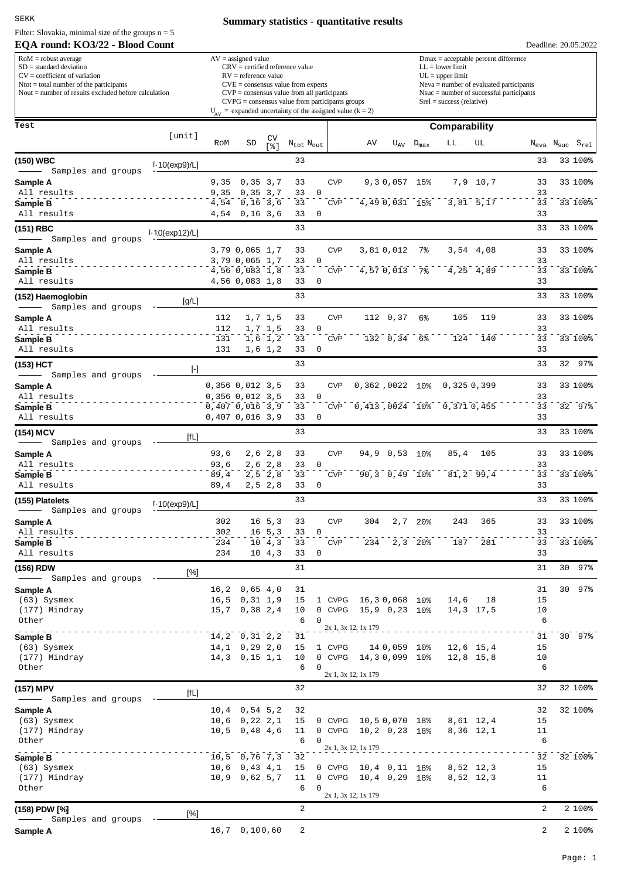SEKK

# Summary statistics - quantitative results

Filter: Slovakia, minimal size of the groups n = 5

## EQA round: KO3/22 - Blood Count

Deadline: 20.05.2022

RoM = robust average
SD = standard deviation
CV = coefficient of variation
Ntot = total number of the participants
Nout = number of results excluded before calculation

AV = assigned value
CRV = certified reference value
RV = reference value
CVE = consensus value from experts
CVP = consensus value from all participants
CVPG = consensus value from participants groups
$U_{AV}$ = expanded uncertainty of the assigned value (k = 2)

Dmax = acceptable percent difference
LL = lower limit
UL = upper limit
Neva = number of evaluated participants
Nsuc = number of successful participants
Srel = success (relative)

| Test | [unit] | RoM | SD | CV [%] | $N_{tot}$ | $N_{out}$ | | AV | $U_{AV}$ | $D_{max}$ | LL | UL | $N_{eva}$ | $N_{suc}$ | $S_{rel}$ |
|---|---|---|---|---|---|---|---|---|---|---|---|---|---|---|---|
| **(150) WBC** — Samples and groups | [·10(exp9)/L] | | | | 33 | | | | | | | | 33 | 33 | 100% |
| **Sample A** | | 9,35 | 0,35 | 3,7 | 33 | | CVP | 9,3 | 0,057 | 15% | 7,9 | 10,7 | 33 | 33 | 100% |
| All results | | 9,35 | 0,35 | 3,7 | 33 | 0 | | | | | | | 33 | | |
| **Sample B** | | 4,54 | 0,16 | 3,6 | 33 | | CVP | 4,49 | 0,031 | 15% | 3,81 | 5,17 | 33 | 33 | 100% |
| All results | | 4,54 | 0,16 | 3,6 | 33 | 0 | | | | | | | 33 | | |
| **(151) RBC** — Samples and groups | [·10(exp12)/L] | | | | 33 | | | | | | | | 33 | 33 | 100% |
| **Sample A** | | 3,79 | 0,065 | 1,7 | 33 | | CVP | 3,81 | 0,012 | 7% | 3,54 | 4,08 | 33 | 33 | 100% |
| All results | | 3,79 | 0,065 | 1,7 | 33 | 0 | | | | | | | 33 | | |
| **Sample B** | | 4,56 | 0,083 | 1,8 | 33 | | CVP | 4,57 | 0,013 | 7% | 4,25 | 4,89 | 33 | 33 | 100% |
| All results | | 4,56 | 0,083 | 1,8 | 33 | 0 | | | | | | | 33 | | |
| **(152) Haemoglobin** — Samples and groups | [g/L] | | | | 33 | | | | | | | | 33 | 33 | 100% |
| **Sample A** | | 112 | 1,7 | 1,5 | 33 | | CVP | 112 | 0,37 | 6% | 105 | 119 | 33 | 33 | 100% |
| All results | | 112 | 1,7 | 1,5 | 33 | 0 | | | | | | | 33 | | |
| **Sample B** | | 131 | 1,6 | 1,2 | 33 | | CVP | 132 | 0,34 | 6% | 124 | 140 | 33 | 33 | 100% |
| All results | | 131 | 1,6 | 1,2 | 33 | 0 | | | | | | | 33 | | |
| **(153) HCT** — Samples and groups | [-] | | | | 33 | | | | | | | | 33 | 32 | 97% |
| **Sample A** | | 0,356 | 0,012 | 3,5 | 33 | | CVP | 0,362 | ,0022 | 10% | 0,325 | 0,399 | 33 | 33 | 100% |
| All results | | 0,356 | 0,012 | 3,5 | 33 | 0 | | | | | | | 33 | | |
| **Sample B** | | 0,407 | 0,016 | 3,9 | 33 | | CVP | 0,413 | ,0024 | 10% | 0,371 | 0,455 | 33 | 32 | 97% |
| All results | | 0,407 | 0,016 | 3,9 | 33 | 0 | | | | | | | 33 | | |
| **(154) MCV** — Samples and groups | [fL] | | | | 33 | | | | | | | | 33 | 33 | 100% |
| **Sample A** | | 93,6 | 2,6 | 2,8 | 33 | | CVP | 94,9 | 0,53 | 10% | 85,4 | 105 | 33 | 33 | 100% |
| All results | | 93,6 | 2,6 | 2,8 | 33 | 0 | | | | | | | 33 | | |
| **Sample B** | | 89,4 | 2,5 | 2,8 | 33 | | CVP | 90,3 | 0,49 | 10% | 81,2 | 99,4 | 33 | 33 | 100% |
| All results | | 89,4 | 2,5 | 2,8 | 33 | 0 | | | | | | | 33 | | |
| **(155) Platelets** — Samples and groups | [·10(exp9)/L] | | | | 33 | | | | | | | | 33 | 33 | 100% |
| **Sample A** | | 302 | 16 | 5,3 | 33 | | CVP | 304 | 2,7 | 20% | 243 | 365 | 33 | 33 | 100% |
| All results | | 302 | 16 | 5,3 | 33 | 0 | | | | | | | 33 | | |
| **Sample B** | | 234 | 10 | 4,3 | 33 | | CVP | 234 | 2,3 | 20% | 187 | 281 | 33 | 33 | 100% |
| All results | | 234 | 10 | 4,3 | 33 | 0 | | | | | | | 33 | | |
| **(156) RDW** — Samples and groups | [%] | | | | 31 | | | | | | | | 31 | 30 | 97% |
| **Sample A** | | 16,2 | 0,65 | 4,0 | 31 | | | | | | | | 31 | 30 | 97% |
| (63) Sysmex | | 16,5 | 0,31 | 1,9 | 15 | 1 | CVPG | 16,3 | 0,068 | 10% | 14,6 | 18 | 15 | | |
| (177) Mindray | | 15,7 | 0,38 | 2,4 | 10 | 0 | CVPG | 15,9 | 0,23 | 10% | 14,3 | 17,5 | 10 | | |
| Other (2x 1, 3x 12, 1x 179) | | | | | 6 | 0 | | | | | | | 6 | | |
| **Sample B** | | 14,2 | 0,31 | 2,2 | 31 | | | | | | | | 31 | 30 | 97% |
| (63) Sysmex | | 14,1 | 0,29 | 2,0 | 15 | 1 | CVPG | 14 | 0,059 | 10% | 12,6 | 15,4 | 15 | | |
| (177) Mindray | | 14,3 | 0,15 | 1,1 | 10 | 0 | CVPG | 14,3 | 0,099 | 10% | 12,8 | 15,8 | 10 | | |
| Other (2x 1, 3x 12, 1x 179) | | | | | 6 | 0 | | | | | | | 6 | | |
| **(157) MPV** — Samples and groups | [fL] | | | | 32 | | | | | | | | 32 | 32 | 100% |
| **Sample A** | | 10,4 | 0,54 | 5,2 | 32 | | | | | | | | 32 | 32 | 100% |
| (63) Sysmex | | 10,6 | 0,22 | 2,1 | 15 | 0 | CVPG | 10,5 | 0,070 | 18% | 8,61 | 12,4 | 15 | | |
| (177) Mindray | | 10,5 | 0,48 | 4,6 | 11 | 0 | CVPG | 10,2 | 0,23 | 18% | 8,36 | 12,1 | 11 | | |
| Other (2x 1, 3x 12, 1x 179) | | | | | 6 | 0 | | | | | | | 6 | | |
| **Sample B** | | 10,5 | 0,76 | 7,3 | 32 | | | | | | | | 32 | 32 | 100% |
| (63) Sysmex | | 10,6 | 0,43 | 4,1 | 15 | 0 | CVPG | 10,4 | 0,11 | 18% | 8,52 | 12,3 | 15 | | |
| (177) Mindray | | 10,9 | 0,62 | 5,7 | 11 | 0 | CVPG | 10,4 | 0,29 | 18% | 8,52 | 12,3 | 11 | | |
| Other (2x 1, 3x 12, 1x 179) | | | | | 6 | 0 | | | | | | | 6 | | |
| **(158) PDW [%]** — Samples and groups | [%] | | | | 2 | | | | | | | | 2 | 2 | 100% |
| **Sample A** | | 16,7 | 0,10 | 0,60 | 2 | | | | | | | | 2 | 2 | 100% |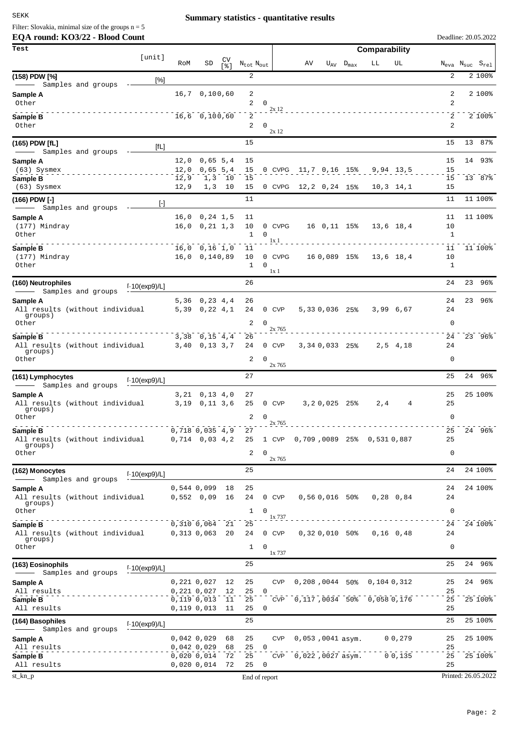SEKK

# Summary statistics - quantitative results

Filter: Slovakia, minimal size of the groups n = 5

**EQA round: KO3/22 - Blood Count** Deadline: 20.05.2022

| Test | [unit] | RoM | SD | CV [%] | $N_{tot}$ | $N_{out}$ | | AV | $U_{AV}$ | $D_{max}$ | LL | UL | $N_{eva}$ | $N_{suc}$ | $S_{rel}$ |
|---|---|---|---|---|---|---|---|---|---|---|---|---|---|---|---|
| **(158) PDW [%]** — Samples and groups | [%] | | | | 2 | | | | | | | | 2 | 2 | 100% |
| **Sample A** | | 16,7 | 0,10 | 0,60 | 2 | | | | | | | | 2 | 2 | 100% |
| Other | | | | | 2 | 0 | 2x 12 | | | | | | 2 | | |
| **Sample B** | | 16,6 | 0,10 | 0,60 | 2 | | | | | | | | 2 | 2 | 100% |
| Other | | | | | 2 | 0 | 2x 12 | | | | | | 2 | | |
| **(165) PDW [fL]** — Samples and groups | [fL] | | | | 15 | | | | | | | | 15 | 13 | 87% |
| **Sample A** | | 12,0 | 0,65 | 5,4 | 15 | | | | | | | | 15 | 14 | 93% |
| (63) Sysmex | | 12,0 | 0,65 | 5,4 | 15 | 0 | CVPG | 11,7 | 0,16 | 15% | 9,94 | 13,5 | 15 | | |
| **Sample B** | | 12,9 | 1,3 | 10 | 15 | | | | | | | | 15 | 13 | 87% |
| (63) Sysmex | | 12,9 | 1,3 | 10 | 15 | 0 | CVPG | 12,2 | 0,24 | 15% | 10,3 | 14,1 | 15 | | |
| **(166) PDW [-]** — Samples and groups | [-] | | | | 11 | | | | | | | | 11 | 11 | 100% |
| **Sample A** | | 16,0 | 0,24 | 1,5 | 11 | | | | | | | | 11 | 11 | 100% |
| (177) Mindray | | 16,0 | 0,21 | 1,3 | 10 | 0 | CVPG | 16 | 0,11 | 15% | 13,6 | 18,4 | 10 | | |
| Other | | | | | 1 | 0 | 1x 1 | | | | | | 1 | | |
| **Sample B** | | 16,0 | 0,16 | 1,0 | 11 | | | | | | | | 11 | 11 | 100% |
| (177) Mindray | | 16,0 | 0,14 | 0,89 | 10 | 0 | CVPG | 16 | 0,089 | 15% | 13,6 | 18,4 | 10 | | |
| Other | | | | | 1 | 0 | 1x 1 | | | | | | 1 | | |
| **(160) Neutrophiles** — Samples and groups | [·10(exp9)/L] | | | | 26 | | | | | | | | 24 | 23 | 96% |
| **Sample A** | | 5,36 | 0,23 | 4,4 | 26 | | | | | | | | 24 | 23 | 96% |
| All results (without individual groups) | | 5,39 | 0,22 | 4,1 | 24 | 0 | CVP | 5,33 | 0,036 | 25% | 3,99 | 6,67 | 24 | | |
| Other | | | | | 2 | 0 | 2x 765 | | | | | | 0 | | |
| **Sample B** | | 3,38 | 0,15 | 4,4 | 26 | | | | | | | | 24 | 23 | 96% |
| All results (without individual groups) | | 3,40 | 0,13 | 3,7 | 24 | 0 | CVP | 3,34 | 0,033 | 25% | 2,5 | 4,18 | 24 | | |
| Other | | | | | 2 | 0 | 2x 765 | | | | | | 0 | | |
| **(161) Lymphocytes** — Samples and groups | [·10(exp9)/L] | | | | 27 | | | | | | | | 25 | 24 | 96% |
| **Sample A** | | 3,21 | 0,13 | 4,0 | 27 | | | | | | | | 25 | 25 | 100% |
| All results (without individual groups) | | 3,19 | 0,11 | 3,6 | 25 | 0 | CVP | 3,2 | 0,025 | 25% | 2,4 | 4 | 25 | | |
| Other | | | | | 2 | 0 | 2x 765 | | | | | | 0 | | |
| **Sample B** | | 0,718 | 0,035 | 4,9 | 27 | | | | | | | | 25 | 24 | 96% |
| All results (without individual groups) | | 0,714 | 0,03 | 4,2 | 25 | 1 | CVP | 0,709 | ,0089 | 25% | 0,531 | 0,887 | 25 | | |
| Other | | | | | 2 | 0 | 2x 765 | | | | | | 0 | | |
| **(162) Monocytes** — Samples and groups | [·10(exp9)/L] | | | | 25 | | | | | | | | 24 | 24 | 100% |
| **Sample A** | | 0,544 | 0,099 | 18 | 25 | | | | | | | | 24 | 24 | 100% |
| All results (without individual groups) | | 0,552 | 0,09 | 16 | 24 | 0 | CVP | 0,56 | 0,016 | 50% | 0,28 | 0,84 | 24 | | |
| Other | | | | | 1 | 0 | 1x 737 | | | | | | 0 | | |
| **Sample B** | | 0,310 | 0,064 | 21 | 25 | | | | | | | | 24 | 24 | 100% |
| All results (without individual groups) | | 0,313 | 0,063 | 20 | 24 | 0 | CVP | 0,32 | 0,010 | 50% | 0,16 | 0,48 | 24 | | |
| Other | | | | | 1 | 0 | 1x 737 | | | | | | 0 | | |
| **(163) Eosinophils** — Samples and groups | [·10(exp9)/L] | | | | 25 | | | | | | | | 25 | 24 | 96% |
| **Sample A** | | 0,221 | 0,027 | 12 | 25 | | CVP | 0,208 | ,0044 | 50% | 0,104 | 0,312 | 25 | 24 | 96% |
| All results | | 0,221 | 0,027 | 12 | 25 | 0 | | | | | | | 25 | | |
| **Sample B** | | 0,119 | 0,013 | 11 | 25 | | CVP | 0,117 | ,0034 | 50% | 0,058 | 0,176 | 25 | 25 | 100% |
| All results | | 0,119 | 0,013 | 11 | 25 | 0 | | | | | | | 25 | | |
| **(164) Basophiles** — Samples and groups | [·10(exp9)/L] | | | | 25 | | | | | | | | 25 | 25 | 100% |
| **Sample A** | | 0,042 | 0,029 | 68 | 25 | | CVP | 0,053 | ,0041 | asym. | 0 | 0,279 | 25 | 25 | 100% |
| All results | | 0,042 | 0,029 | 68 | 25 | 0 | | | | | | | 25 | | |
| **Sample B** | | 0,020 | 0,014 | 72 | 25 | | CVP | 0,022 | ,0027 | asym. | 0 | 0,135 | 25 | 25 | 100% |
| All results | | 0,020 | 0,014 | 72 | 25 | 0 | | | | | | | 25 | | |

st_kn_p — End of report — Printed: 26.05.2022